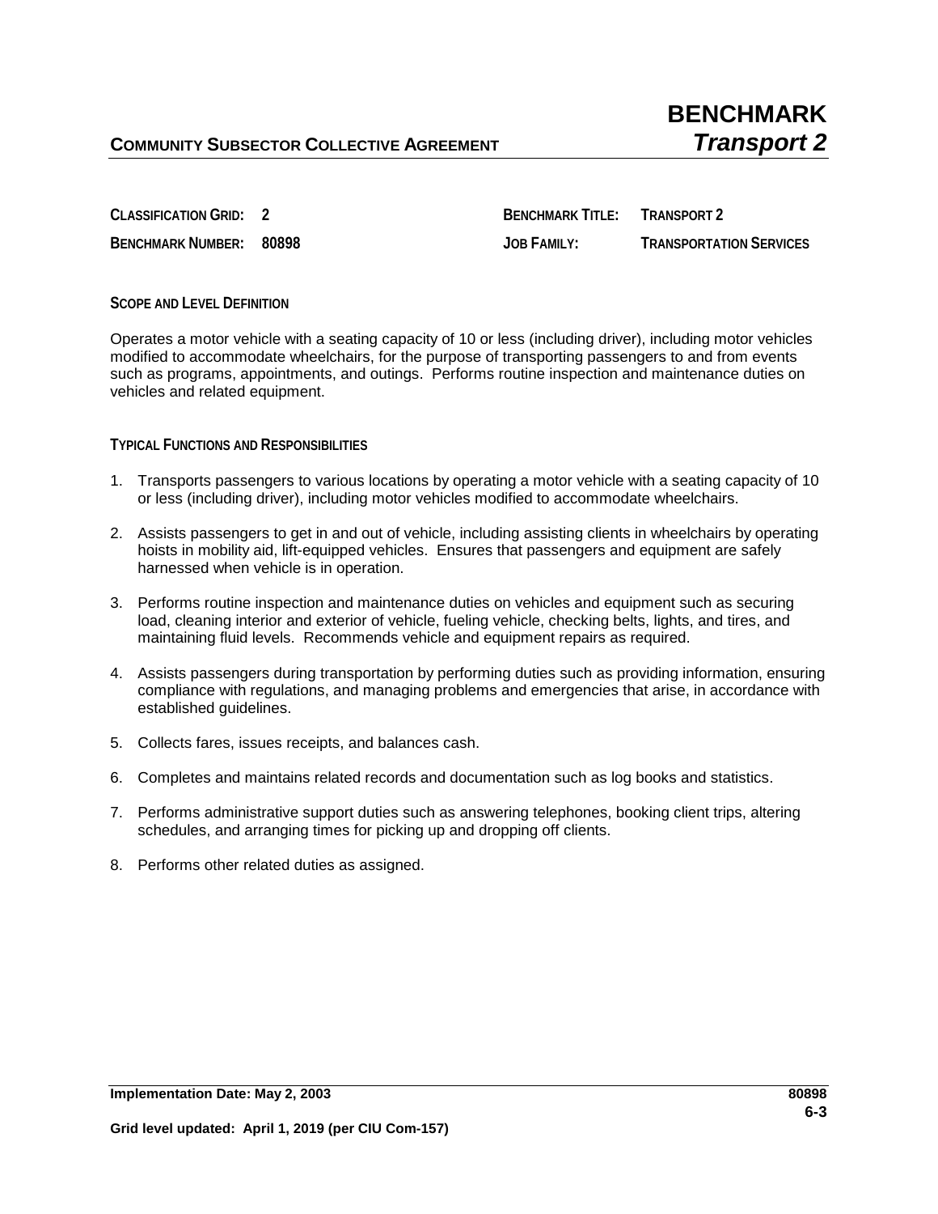**COMMUNITY SUBSECTOR COLLECTIVE AGREEMENT**

# BENCHMARK
## *Transport 2*

**CLASSIFICATION GRID:** 2
**BENCHMARK NUMBER:** 80898
**BENCHMARK TITLE:** TRANSPORT 2
**JOB FAMILY:** TRANSPORTATION SERVICES

### SCOPE AND LEVEL DEFINITION

Operates a motor vehicle with a seating capacity of 10 or less (including driver), including motor vehicles modified to accommodate wheelchairs, for the purpose of transporting passengers to and from events such as programs, appointments, and outings. Performs routine inspection and maintenance duties on vehicles and related equipment.

### TYPICAL FUNCTIONS AND RESPONSIBILITIES

1. Transports passengers to various locations by operating a motor vehicle with a seating capacity of 10 or less (including driver), including motor vehicles modified to accommodate wheelchairs.
2. Assists passengers to get in and out of vehicle, including assisting clients in wheelchairs by operating hoists in mobility aid, lift-equipped vehicles. Ensures that passengers and equipment are safely harnessed when vehicle is in operation.
3. Performs routine inspection and maintenance duties on vehicles and equipment such as securing load, cleaning interior and exterior of vehicle, fueling vehicle, checking belts, lights, and tires, and maintaining fluid levels. Recommends vehicle and equipment repairs as required.
4. Assists passengers during transportation by performing duties such as providing information, ensuring compliance with regulations, and managing problems and emergencies that arise, in accordance with established guidelines.
5. Collects fares, issues receipts, and balances cash.
6. Completes and maintains related records and documentation such as log books and statistics.
7. Performs administrative support duties such as answering telephones, booking client trips, altering schedules, and arranging times for picking up and dropping off clients.
8. Performs other related duties as assigned.

**Implementation Date: May 2, 2003**

**Grid level updated: April 1, 2019 (per CIU Com-157)**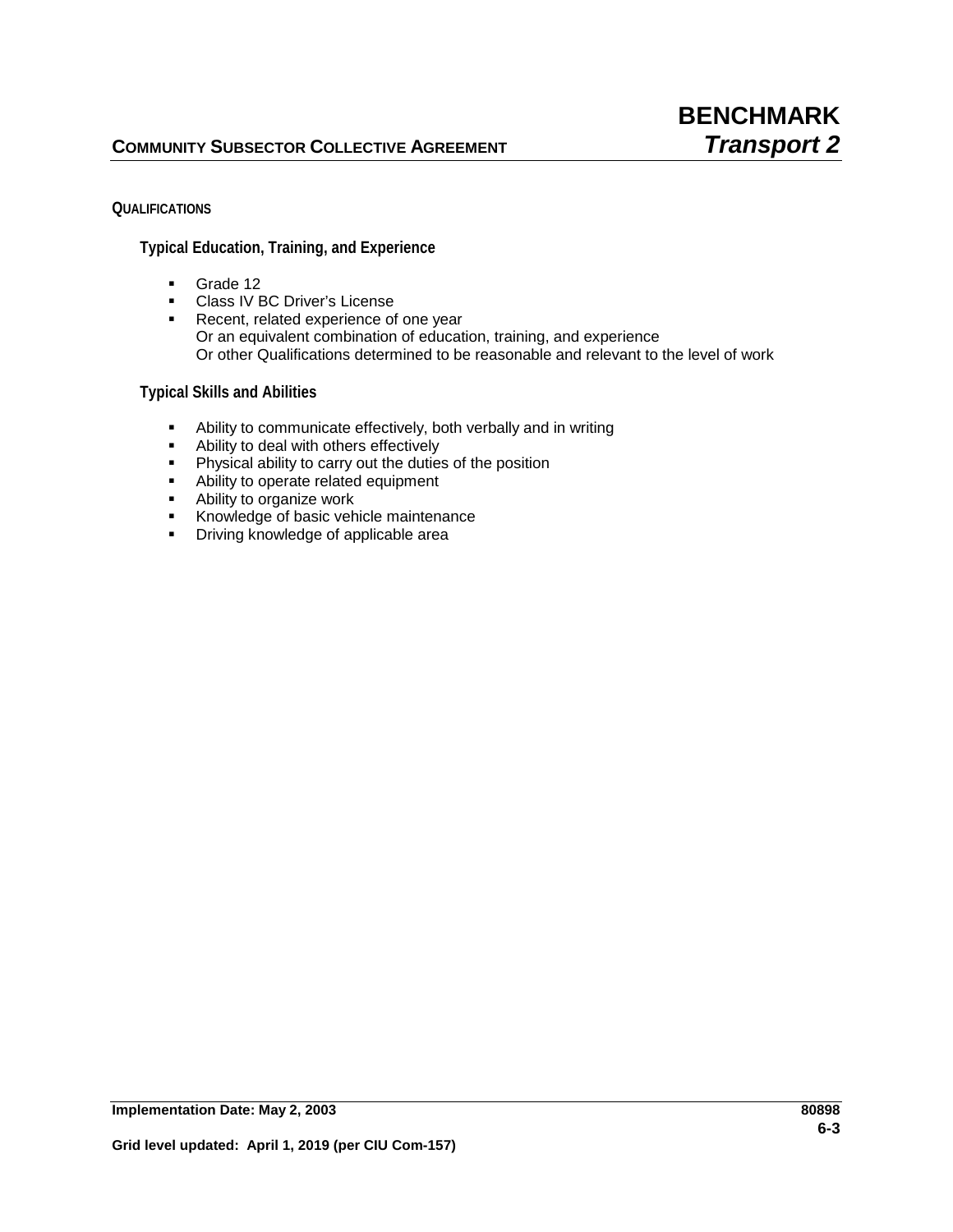## QUALIFICATIONS

### Typical Education, Training, and Experience

- Grade 12
- Class IV BC Driver's License
- Recent, related experience of one year
  Or an equivalent combination of education, training, and experience
  Or other Qualifications determined to be reasonable and relevant to the level of work

### Typical Skills and Abilities

- Ability to communicate effectively, both verbally and in writing
- Ability to deal with others effectively
- Physical ability to carry out the duties of the position
- Ability to operate related equipment
- Ability to organize work
- Knowledge of basic vehicle maintenance
- Driving knowledge of applicable area